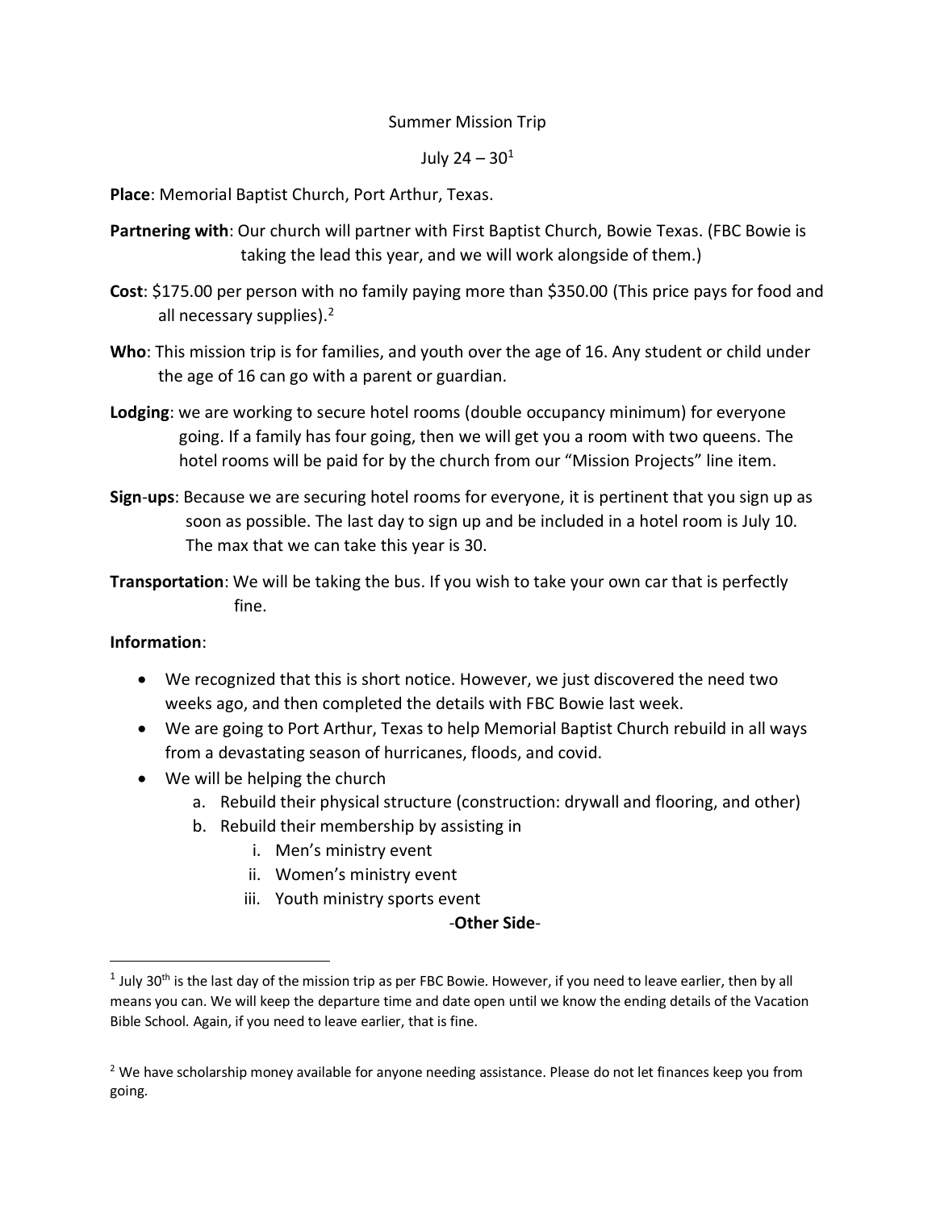# Summary Mission Trip

July 24 – 30[1]

**Place**: Memorial Baptist Church, Port Arthur, Texas.

**Partnering with**: Our church will partner with First Baptist Church, Bowie Texas. (FBC Bowie is taking the lead this year, and we will work alongside of them.)

**Cost**: $175.00 per person with no family paying more than $350.00 (This price pays for food and all necessary supplies).[2]

**Who**: This mission trip is for families, and youth over the age of 16. Any student or child under the age of 16 can go with a parent or guardian.

**Lodging**: we are working to secure hotel rooms (double occupancy minimum) for everyone going. If a family has four going, then we will get you a room with two queens. The hotel rooms will be paid for by the church from our "Mission Projects" line item.

**Sign-ups**: Because we are securing hotel rooms for everyone, it is pertinent that you sign up as soon as possible. The last day to sign up and be included in a hotel room is July 10. The max that we can take this year is 30.

**Transportation**: We will be taking the bus. If you wish to take your own car that is perfectly fine.

**Information**:

- We recognized that this is short notice. However, we just discovered the need two weeks ago, and then completed the details with FBC Bowie last week.
- We are going to Port Arthur, Texas to help Memorial Baptist Church rebuild in all ways from a devastating season of hurricanes, floods, and covid.
- We will be helping the church
  a. Rebuild their physical structure (construction: drywall and flooring, and other)
  b. Rebuild their membership by assisting in
     i. Men's ministry event
     ii. Women's ministry event
     iii. Youth ministry sports event

-**Other Side**-

---

[1] July 30th is the last day of the mission trip as per FBC Bowie. However, if you need to leave earlier, then by all means you can. We will keep the departure time and date open until we know the ending details of the Vacation Bible School. Again, if you need to leave earlier, that is fine.

[2] We have scholarship money available for anyone needing assistance. Please do not let finances keep you from going.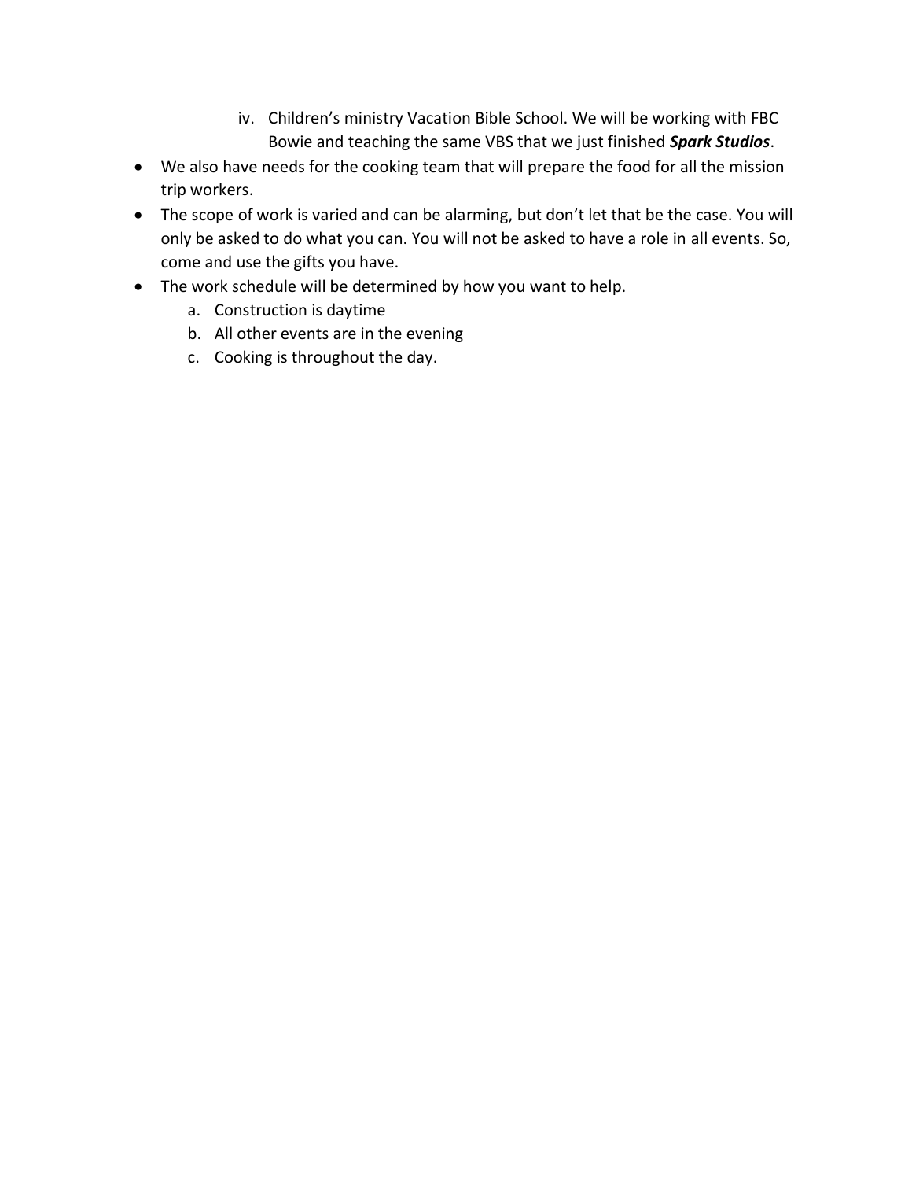iv. Children's ministry Vacation Bible School. We will be working with FBC Bowie and teaching the same VBS that we just finished ***Spark Studios***.

- We also have needs for the cooking team that will prepare the food for all the mission trip workers.
- The scope of work is varied and can be alarming, but don't let that be the case. You will only be asked to do what you can. You will not be asked to have a role in all events. So, come and use the gifts you have.
- The work schedule will be determined by how you want to help.
    a. Construction is daytime
    b. All other events are in the evening
    c. Cooking is throughout the day.